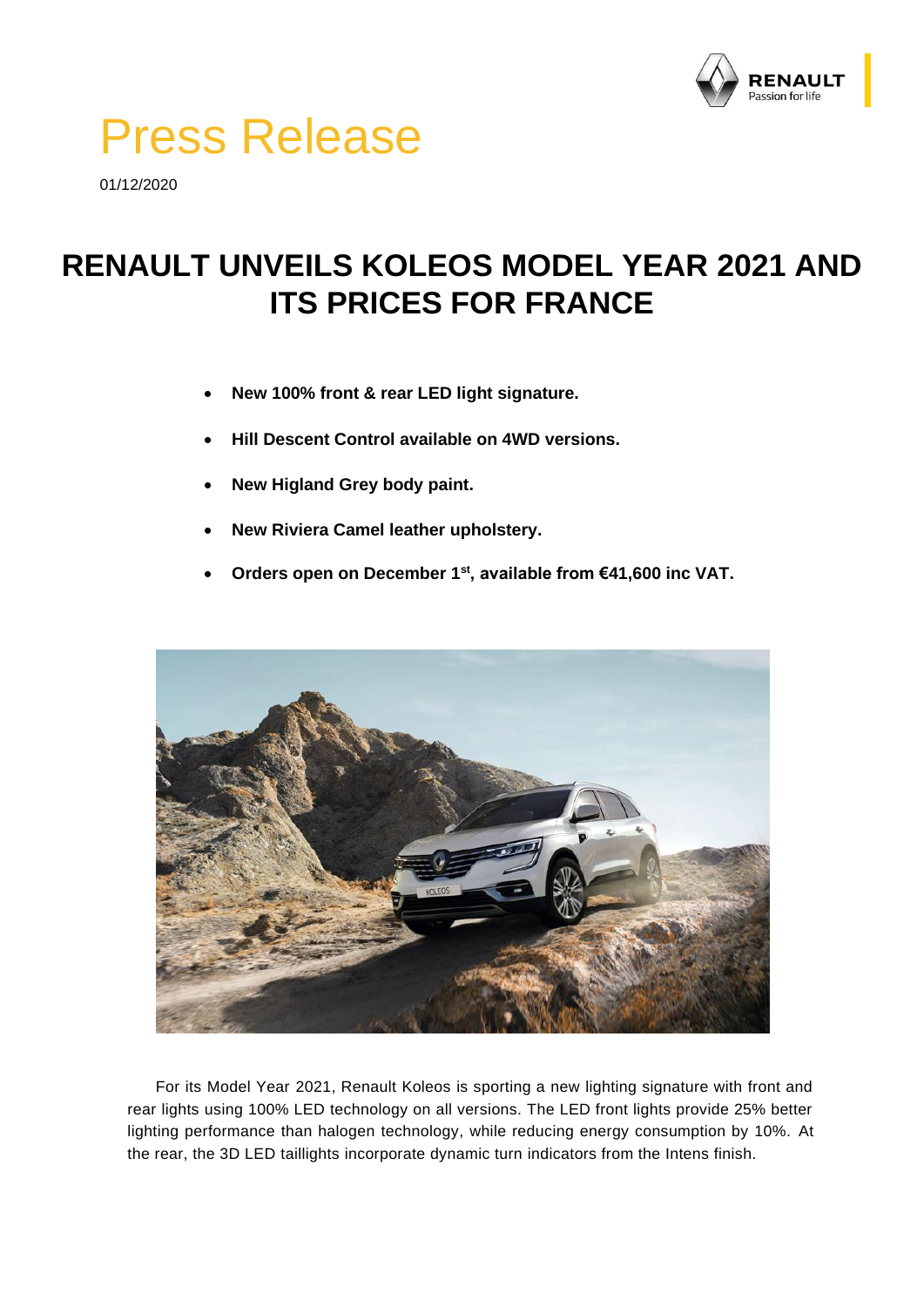# Press Release

01/12/2020

## RENAULT UNVEILS KOLEOS MODEL YEAR 2021 AND ITS PRICES FOR FRANCE

- **New 100% front & rear LED light signature.**
- **Hill Descent Control available on 4WD versions.**
- **New Higland Grey body paint.**
- **New Riviera Camel leather upholstery.**
- **Orders open on December 1st, available from €41,600 inc VAT.**

For its Model Year 2021, Renault Koleos is sporting a new lighting signature with front and rear lights using 100% LED technology on all versions. The LED front lights provide 25% better lighting performance than halogen technology, while reducing energy consumption by 10%. At the rear, the 3D LED taillights incorporate dynamic turn indicators from the Intens finish.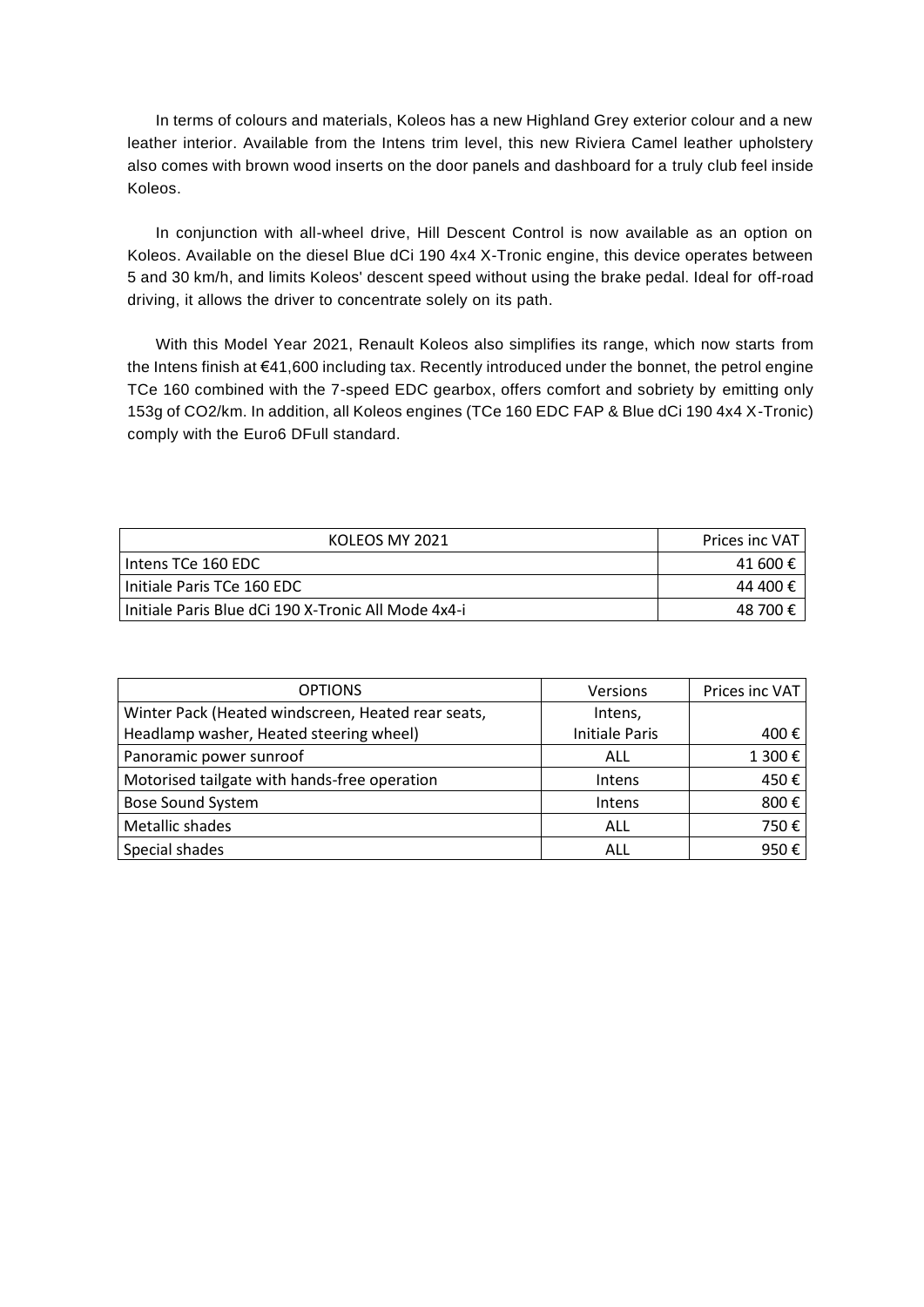In terms of colours and materials, Koleos has a new Highland Grey exterior colour and a new leather interior. Available from the Intens trim level, this new Riviera Camel leather upholstery also comes with brown wood inserts on the door panels and dashboard for a truly club feel inside Koleos.

In conjunction with all-wheel drive, Hill Descent Control is now available as an option on Koleos. Available on the diesel Blue dCi 190 4x4 X-Tronic engine, this device operates between 5 and 30 km/h, and limits Koleos' descent speed without using the brake pedal. Ideal for off-road driving, it allows the driver to concentrate solely on its path.

With this Model Year 2021, Renault Koleos also simplifies its range, which now starts from the Intens finish at €41,600 including tax. Recently introduced under the bonnet, the petrol engine TCe 160 combined with the 7-speed EDC gearbox, offers comfort and sobriety by emitting only 153g of $CO_2$/km. In addition, all Koleos engines (TCe 160 EDC FAP & Blue dCi 190 4x4 X-Tronic) comply with the Euro6 DFull standard.

| KOLEOS MY 2021 | Prices inc VAT |
|---|---|
| Intens TCe 160 EDC | 41 600 € |
| Initiale Paris TCe 160 EDC | 44 400 € |
| Initiale Paris Blue dCi 190 X-Tronic All Mode 4x4-i | 48 700 € |

| OPTIONS | Versions | Prices inc VAT |
|---|---|---|
| Winter Pack (Heated windscreen, Heated rear seats, Headlamp washer, Heated steering wheel) | Intens, Initiale Paris | 400 € |
| Panoramic power sunroof | ALL | 1 300 € |
| Motorised tailgate with hands-free operation | Intens | 450 € |
| Bose Sound System | Intens | 800 € |
| Metallic shades | ALL | 750 € |
| Special shades | ALL | 950 € |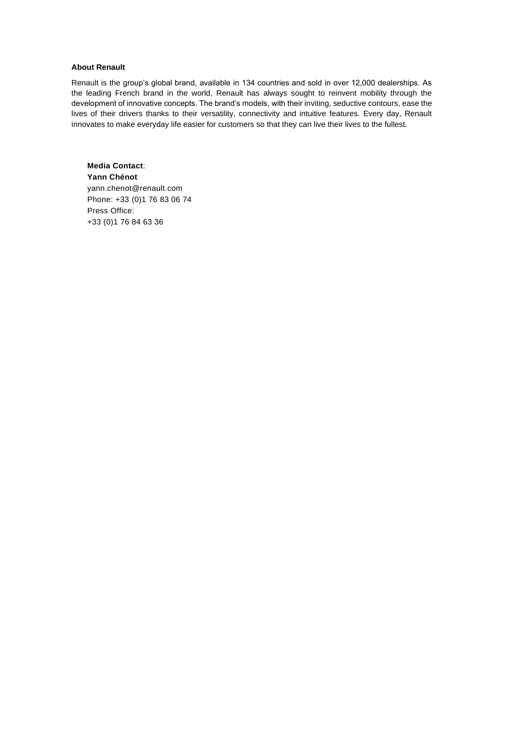**About Renault**

Renault is the group's global brand, available in 134 countries and sold in over 12,000 dealerships. As the leading French brand in the world, Renault has always sought to reinvent mobility through the development of innovative concepts. The brand's models, with their inviting, seductive contours, ease the lives of their drivers thanks to their versatility, connectivity and intuitive features. Every day, Renault innovates to make everyday life easier for customers so that they can live their lives to the fullest.

**Media Contact**:
**Yann Chénot**
yann.chenot@renault.com
Phone: +33 (0)1 76 83 06 74
Press Office:
+33 (0)1 76 84 63 36